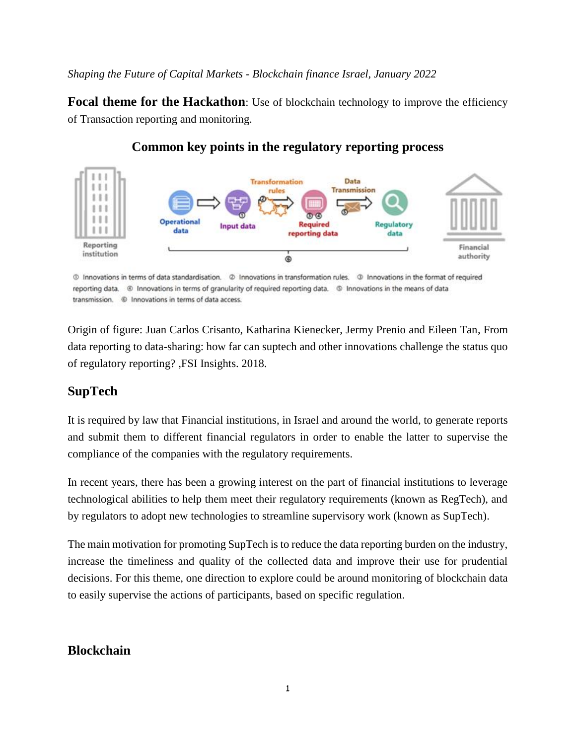*Shaping the Future of Capital Markets - Blockchain finance Israel, January 2022*

**Focal theme for the Hackathon**: Use of blockchain technology to improve the efficiency of Transaction reporting and monitoring.

### Common key points in the regulatory reporting process

① Innovations in terms of data standardisation. ② Innovations in transformation rules. ③ Innovations in the format of required reporting data. ④ Innovations in terms of granularity of required reporting data. ⑤ Innovations in the means of data transmission. ⑥ Innovations in terms of data access.

Origin of figure: Juan Carlos Crisanto, Katharina Kienecker, Jermy Prenio and Eileen Tan, From data reporting to data-sharing: how far can suptech and other innovations challenge the status quo of regulatory reporting? ,FSI Insights. 2018.

## SupTech

It is required by law that Financial institutions, in Israel and around the world, to generate reports and submit them to different financial regulators in order to enable the latter to supervise the compliance of the companies with the regulatory requirements.

In recent years, there has been a growing interest on the part of financial institutions to leverage technological abilities to help them meet their regulatory requirements (known as RegTech), and by regulators to adopt new technologies to streamline supervisory work (known as SupTech).

The main motivation for promoting SupTech is to reduce the data reporting burden on the industry, increase the timeliness and quality of the collected data and improve their use for prudential decisions. For this theme, one direction to explore could be around monitoring of blockchain data to easily supervise the actions of participants, based on specific regulation.

## Blockchain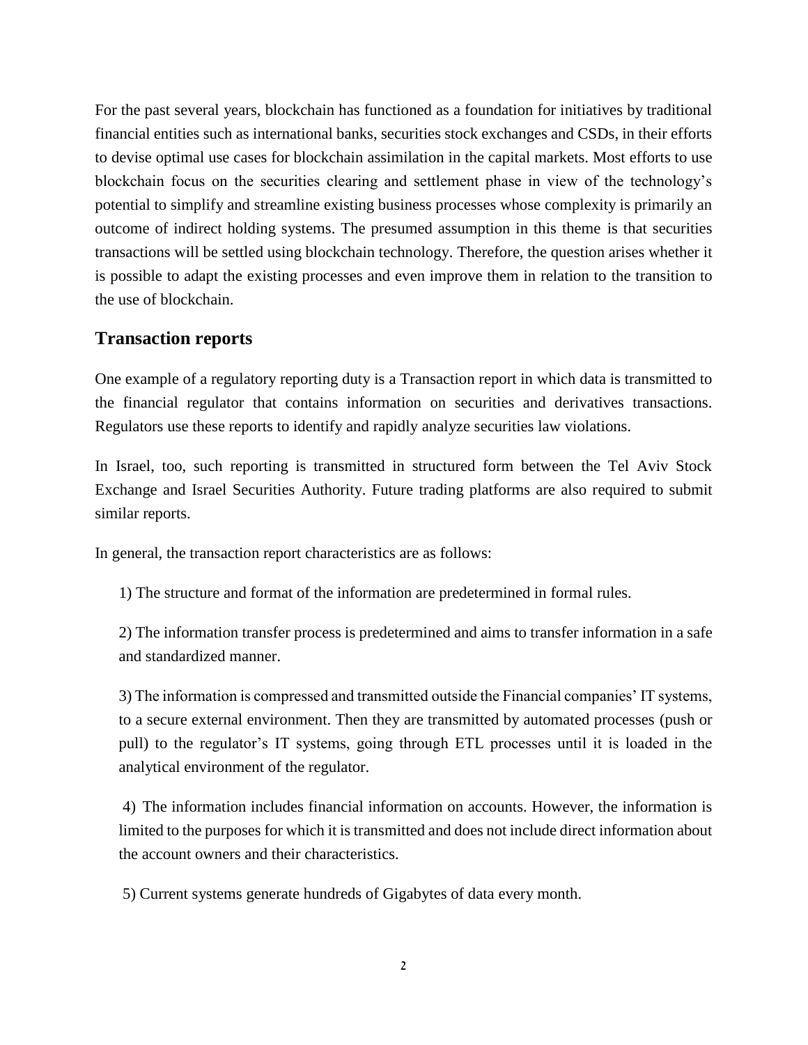For the past several years, blockchain has functioned as a foundation for initiatives by traditional financial entities such as international banks, securities stock exchanges and CSDs, in their efforts to devise optimal use cases for blockchain assimilation in the capital markets. Most efforts to use blockchain focus on the securities clearing and settlement phase in view of the technology's potential to simplify and streamline existing business processes whose complexity is primarily an outcome of indirect holding systems. The presumed assumption in this theme is that securities transactions will be settled using blockchain technology. Therefore, the question arises whether it is possible to adapt the existing processes and even improve them in relation to the transition to the use of blockchain.

## Transaction reports

One example of a regulatory reporting duty is a Transaction report in which data is transmitted to the financial regulator that contains information on securities and derivatives transactions. Regulators use these reports to identify and rapidly analyze securities law violations.

In Israel, too, such reporting is transmitted in structured form between the Tel Aviv Stock Exchange and Israel Securities Authority. Future trading platforms are also required to submit similar reports.

In general, the transaction report characteristics are as follows:

1) The structure and format of the information are predetermined in formal rules.

2) The information transfer process is predetermined and aims to transfer information in a safe and standardized manner.

3) The information is compressed and transmitted outside the Financial companies' IT systems, to a secure external environment. Then they are transmitted by automated processes (push or pull) to the regulator's IT systems, going through ETL processes until it is loaded in the analytical environment of the regulator.

4) The information includes financial information on accounts. However, the information is limited to the purposes for which it is transmitted and does not include direct information about the account owners and their characteristics.

5) Current systems generate hundreds of Gigabytes of data every month.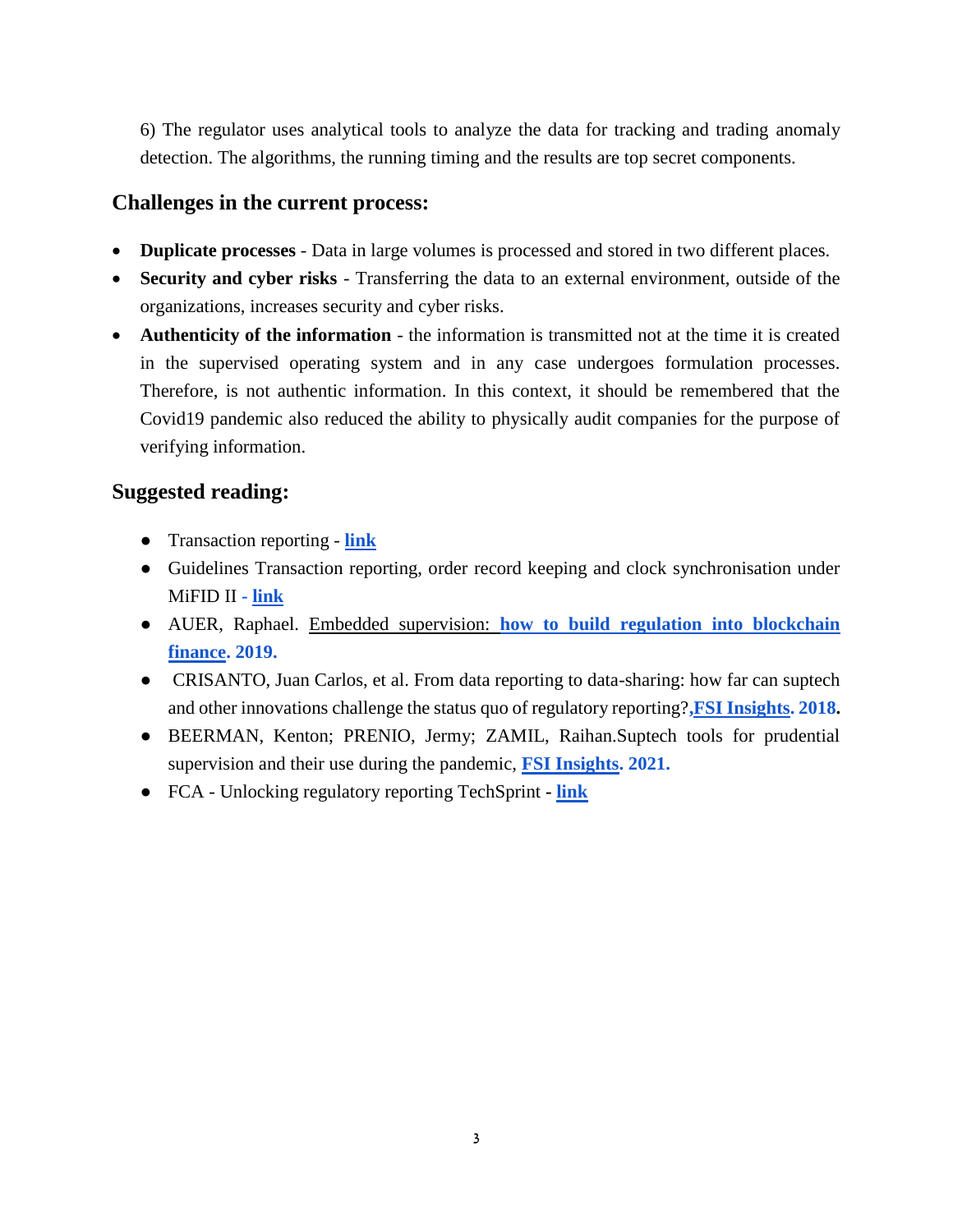6) The regulator uses analytical tools to analyze the data for tracking and trading anomaly detection. The algorithms, the running timing and the results are top secret components.

## Challenges in the current process:

- **Duplicate processes** - Data in large volumes is processed and stored in two different places.
- **Security and cyber risks** - Transferring the data to an external environment, outside of the organizations, increases security and cyber risks.
- **Authenticity of the information** - the information is transmitted not at the time it is created in the supervised operating system and in any case undergoes formulation processes. Therefore, is not authentic information. In this context, it should be remembered that the Covid19 pandemic also reduced the ability to physically audit companies for the purpose of verifying information.

## Suggested reading:

- Transaction reporting - **link**
- Guidelines Transaction reporting, order record keeping and clock synchronisation under MiFID II **- link**
- AUER, Raphael. Embedded supervision: **how to build regulation into blockchain finance. 2019.**
- CRISANTO, Juan Carlos, et al. From data reporting to data-sharing: how far can suptech and other innovations challenge the status quo of regulatory reporting?**,FSI Insights. 2018.**
- BEERMAN, Kenton; PRENIO, Jermy; ZAMIL, Raihan.Suptech tools for prudential supervision and their use during the pandemic, **FSI Insights. 2021.**
- FCA - Unlocking regulatory reporting TechSprint **- link**